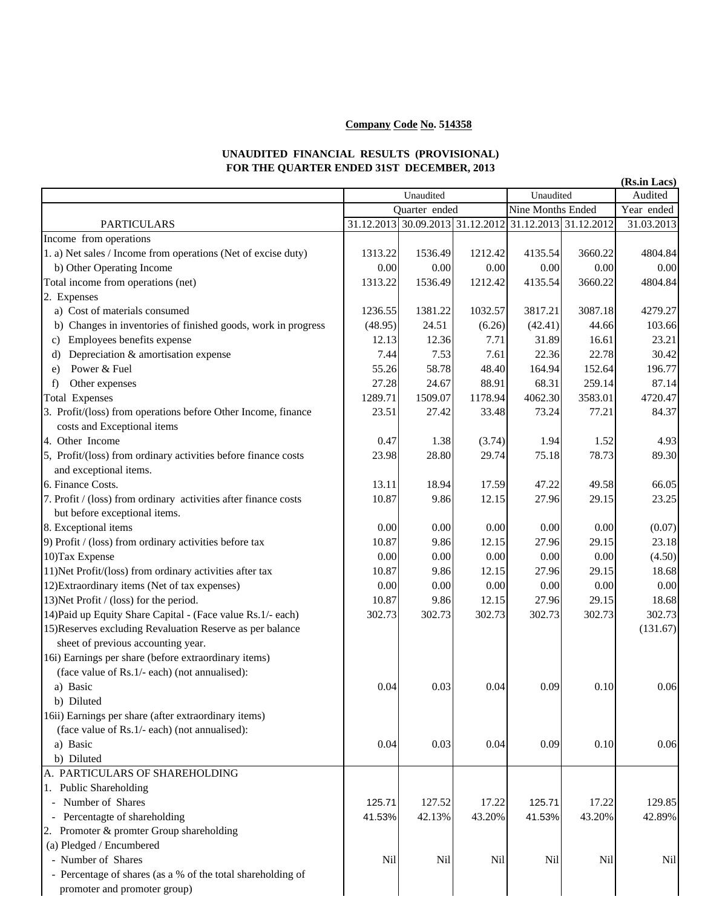**Company Code No. 514358**

**UNAUDITED FINANCIAL RESULTS (PROVISIONAL)**
**FOR THE QUARTER ENDED 31ST DECEMBER, 2013**

**(Rs.in Lacs)**

| | Unaudited | | | Unaudited | | Audited |
|---|---|---|---|---|---|---|
| | Quarter ended | | | Nine Months Ended | | Year ended |
| PARTICULARS | 31.12.2013 | 30.09.2013 | 31.12.2012 | 31.12.2013 | 31.12.2012 | 31.03.2013 |
| Income from operations | | | | | | |
| 1. a) Net sales / Income from operations (Net of excise duty) | 1313.22 | 1536.49 | 1212.42 | 4135.54 | 3660.22 | 4804.84 |
| b) Other Operating Income | 0.00 | 0.00 | 0.00 | 0.00 | 0.00 | 0.00 |
| Total income from operations (net) | 1313.22 | 1536.49 | 1212.42 | 4135.54 | 3660.22 | 4804.84 |
| 2. Expenses | | | | | | |
| a) Cost of materials consumed | 1236.55 | 1381.22 | 1032.57 | 3817.21 | 3087.18 | 4279.27 |
| b) Changes in inventories of finished goods, work in progress | (48.95) | 24.51 | (6.26) | (42.41) | 44.66 | 103.66 |
| c) Employees benefits expense | 12.13 | 12.36 | 7.71 | 31.89 | 16.61 | 23.21 |
| d) Depreciation & amortisation expense | 7.44 | 7.53 | 7.61 | 22.36 | 22.78 | 30.42 |
| e) Power & Fuel | 55.26 | 58.78 | 48.40 | 164.94 | 152.64 | 196.77 |
| f) Other expenses | 27.28 | 24.67 | 88.91 | 68.31 | 259.14 | 87.14 |
| Total Expenses | 1289.71 | 1509.07 | 1178.94 | 4062.30 | 3583.01 | 4720.47 |
| 3. Profit/(loss) from operations before Other Income, finance costs and Exceptional items | 23.51 | 27.42 | 33.48 | 73.24 | 77.21 | 84.37 |
| 4. Other Income | 0.47 | 1.38 | (3.74) | 1.94 | 1.52 | 4.93 |
| 5, Profit/(loss) from ordinary activities before finance costs and exceptional items. | 23.98 | 28.80 | 29.74 | 75.18 | 78.73 | 89.30 |
| 6. Finance Costs. | 13.11 | 18.94 | 17.59 | 47.22 | 49.58 | 66.05 |
| 7. Profit / (loss) from ordinary activities after finance costs but before exceptional items. | 10.87 | 9.86 | 12.15 | 27.96 | 29.15 | 23.25 |
| 8. Exceptional items | 0.00 | 0.00 | 0.00 | 0.00 | 0.00 | (0.07) |
| 9) Profit / (loss) from ordinary activities before tax | 10.87 | 9.86 | 12.15 | 27.96 | 29.15 | 23.18 |
| 10)Tax Expense | 0.00 | 0.00 | 0.00 | 0.00 | 0.00 | (4.50) |
| 11)Net Profit/(loss) from ordinary activities after tax | 10.87 | 9.86 | 12.15 | 27.96 | 29.15 | 18.68 |
| 12)Extraordinary items (Net of tax expenses) | 0.00 | 0.00 | 0.00 | 0.00 | 0.00 | 0.00 |
| 13)Net Profit / (loss) for the period. | 10.87 | 9.86 | 12.15 | 27.96 | 29.15 | 18.68 |
| 14)Paid up Equity Share Capital - (Face value Rs.1/- each) | 302.73 | 302.73 | 302.73 | 302.73 | 302.73 | 302.73 |
| 15)Reserves excluding Revaluation Reserve as per balance sheet of previous accounting year. | | | | | | (131.67) |
| 16i) Earnings per share (before extraordinary items) (face value of Rs.1/- each) (not annualised): | | | | | | |
| a) Basic | 0.04 | 0.03 | 0.04 | 0.09 | 0.10 | 0.06 |
| b) Diluted | | | | | | |
| 16ii) Earnings per share (after extraordinary items) (face value of Rs.1/- each) (not annualised): | | | | | | |
| a) Basic | 0.04 | 0.03 | 0.04 | 0.09 | 0.10 | 0.06 |
| b) Diluted | | | | | | |
| A. PARTICULARS OF SHAREHOLDING | | | | | | |
| 1. Public Shareholding | | | | | | |
| - Number of Shares | 125.71 | 127.52 | 17.22 | 125.71 | 17.22 | 129.85 |
| - Percentagte of shareholding | 41.53% | 42.13% | 43.20% | 41.53% | 43.20% | 42.89% |
| 2. Promoter & promter Group shareholding | | | | | | |
| (a) Pledged / Encumbered | | | | | | |
| - Number of Shares | Nil | Nil | Nil | Nil | Nil | Nil |
| - Percentage of shares (as a % of the total shareholding of promoter and promoter group) | | | | | | |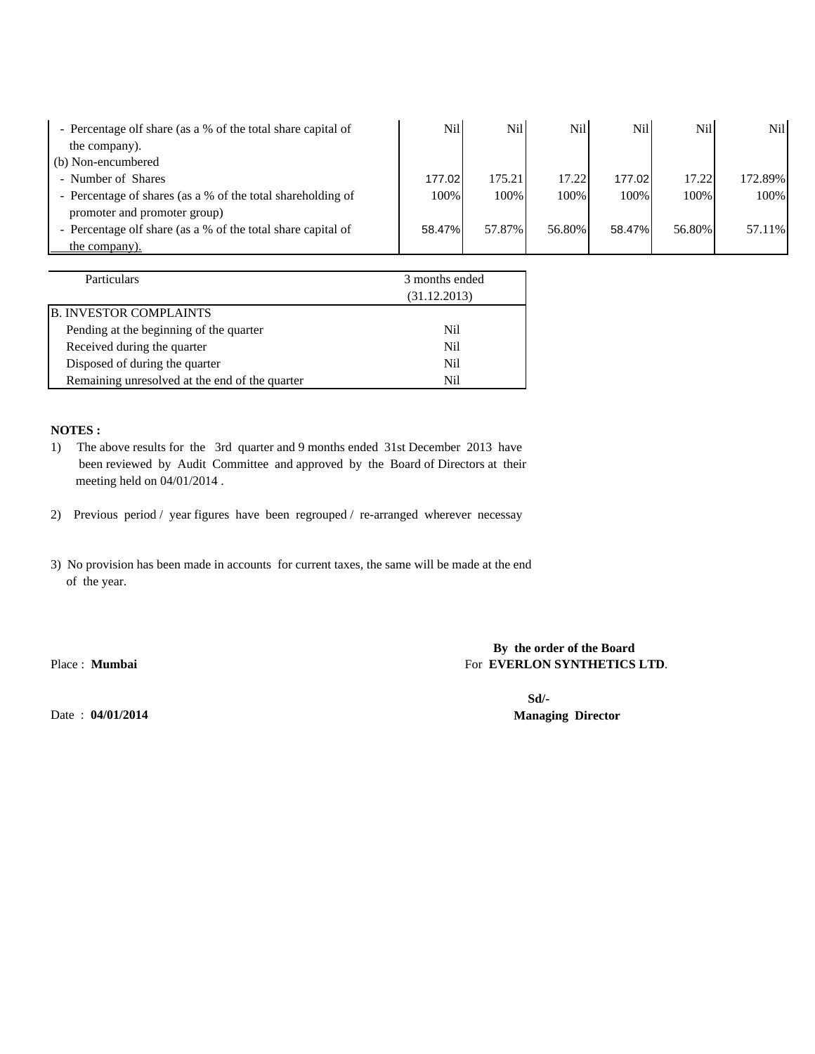| | | | | | | |
|---|---|---|---|---|---|---|
| - Percentage olf share (as a % of the total share capital of the company). | Nil | Nil | Nil | Nil | Nil | Nil |
| (b) Non-encumbered | | | | | | |
| - Number of Shares | 177.02 | 175.21 | 17.22 | 177.02 | 17.22 | 172.89% |
| - Percentage of shares (as a % of the total shareholding of promoter and promoter group) | 100% | 100% | 100% | 100% | 100% | 100% |
| - Percentage olf share (as a % of the total share capital of the company). | 58.47% | 57.87% | 56.80% | 58.47% | 56.80% | 57.11% |

| Particulars | 3 months ended (31.12.2013) |
|---|---|
| B. INVESTOR COMPLAINTS | |
| Pending at the beginning of the quarter | Nil |
| Received during the quarter | Nil |
| Disposed of during the quarter | Nil |
| Remaining unresolved at the end of the quarter | Nil |

**NOTES :**

1) The above results for the 3rd quarter and 9 months ended 31st December 2013 have been reviewed by Audit Committee and approved by the Board of Directors at their meeting held on 04/01/2014 .

2) Previous period / year figures have been regrouped / re-arranged wherever necessay

3) No provision has been made in accounts for current taxes, the same will be made at the end of the year.

**By the order of the Board**
For **EVERLON SYNTHETICS LTD**.

Place : **Mumbai**

**Sd/-**
**Managing Director**

Date : **04/01/2014**